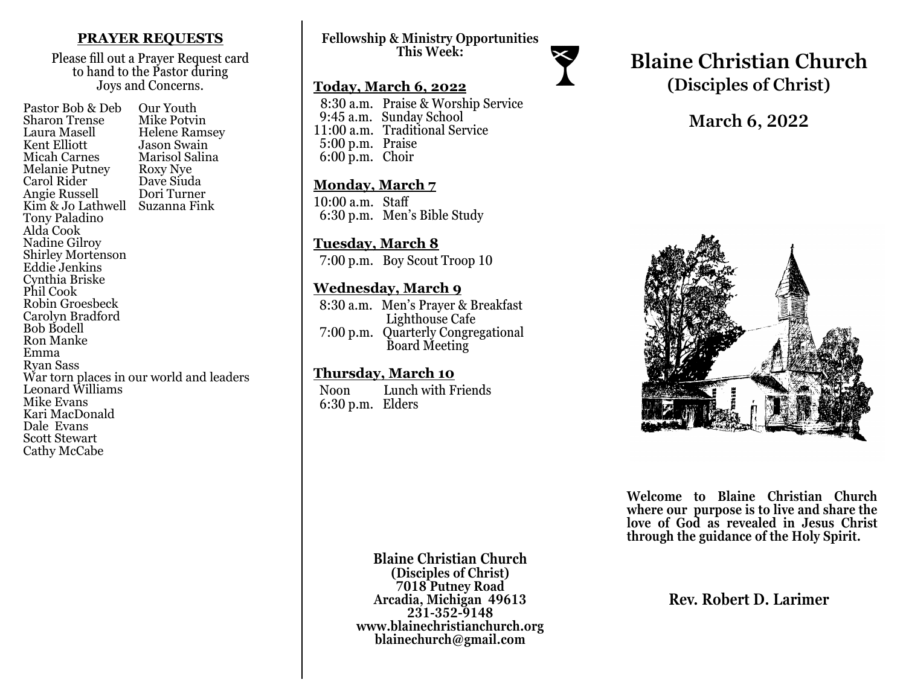## PRAYER REQUESTS

Please fill out a Prayer Request card to hand to the Pastor during Joys and Concerns.

Pastor Bob & Deb
Sharon Trense
Laura Masell
Kent Elliott
Micah Carnes
Melanie Putney
Carol Rider
Angie Russell
Kim & Jo Lathwell
Tony Paladino
Alda Cook
Nadine Gilroy
Shirley Mortenson
Eddie Jenkins
Cynthia Briske
Phil Cook
Robin Groesbeck
Carolyn Bradford
Bob Bodell
Ron Manke
Emma
Ryan Sass
War torn places in our world and leaders
Leonard Williams
Mike Evans
Kari MacDonald
Dale Evans
Scott Stewart
Cathy McCabe

Our Youth
Mike Potvin
Helene Ramsey
Jason Swain
Marisol Salina
Roxy Nye
Dave Siuda
Dori Turner
Suzanna Fink

**Fellowship & Ministry Opportunities This Week:**

### Today, March 6, 2022

8:30 a.m. Praise & Worship Service
9:45 a.m. Sunday School
11:00 a.m. Traditional Service
5:00 p.m. Praise
6:00 p.m. Choir

### Monday, March 7

10:00 a.m. Staff
6:30 p.m. Men's Bible Study

### Tuesday, March 8

7:00 p.m. Boy Scout Troop 10

### Wednesday, March 9

8:30 a.m. Men's Prayer & Breakfast Lighthouse Cafe
7:00 p.m. Quarterly Congregational Board Meeting

### Thursday, March 10

Noon Lunch with Friends
6:30 p.m. Elders

**Blaine Christian Church**
**(Disciples of Christ)**
**7018 Putney Road**
**Arcadia, Michigan 49613**
**231-352-9148**
**www.blainechristianchurch.org**
**blainechurch@gmail.com**

# Blaine Christian Church
## (Disciples of Christ)

## March 6, 2022

**Welcome to Blaine Christian Church where our purpose is to live and share the love of God as revealed in Jesus Christ through the guidance of the Holy Spirit.**

**Rev. Robert D. Larimer**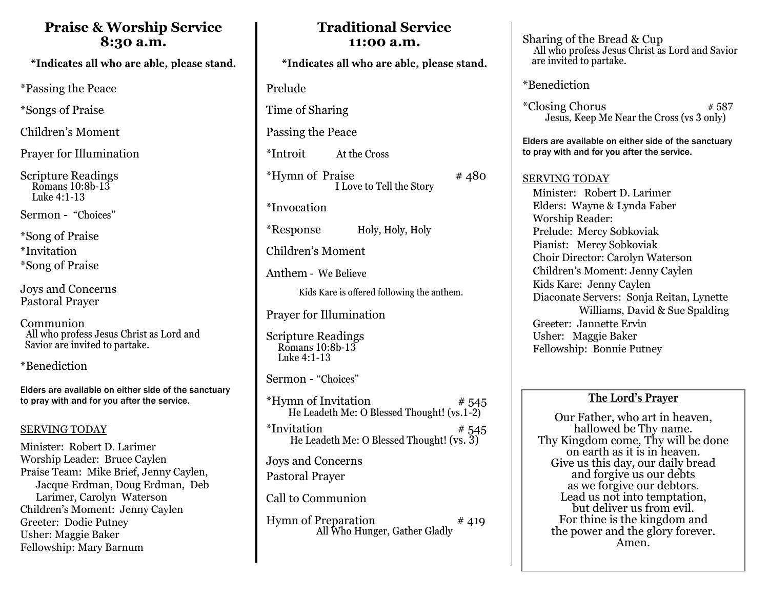## Praise & Worship Service
## 8:30 a.m.

**\*Indicates all who are able, please stand.**

*Passing the Peace

*Songs of Praise

Children's Moment

Prayer for Illumination

Scripture Readings
Romans 10:8b-13
Luke 4:1-13

Sermon - "Choices"

*Song of Praise
*Invitation
*Song of Praise

Joys and Concerns
Pastoral Prayer

Communion
All who profess Jesus Christ as Lord and Savior are invited to partake.

*Benediction

**Elders are available on either side of the sanctuary to pray with and for you after the service.**

SERVING TODAY

Minister: Robert D. Larimer
Worship Leader: Bruce Caylen
Praise Team: Mike Brief, Jenny Caylen, Jacque Erdman, Doug Erdman, Deb Larimer, Carolyn Waterson
Children's Moment: Jenny Caylen
Greeter: Dodie Putney
Usher: Maggie Baker
Fellowship: Mary Barnum

## Traditional Service
## 11:00 a.m.

**\*Indicates all who are able, please stand.**

Prelude

Time of Sharing

Passing the Peace

*Introit At the Cross

*Hymn of Praise # 480
I Love to Tell the Story

*Invocation

*Response Holy, Holy, Holy

Children's Moment

Anthem - We Believe

Kids Kare is offered following the anthem.

Prayer for Illumination

Scripture Readings
Romans 10:8b-13
Luke 4:1-13

Sermon - "Choices"

*Hymn of Invitation # 545
He Leadeth Me: O Blessed Thought! (vs.1-2)

*Invitation # 545
He Leadeth Me: O Blessed Thought! (vs. 3)

Joys and Concerns

Pastoral Prayer

Call to Communion

Hymn of Preparation # 419
All Who Hunger, Gather Gladly

Sharing of the Bread & Cup
All who profess Jesus Christ as Lord and Savior are invited to partake.

*Benediction

*Closing Chorus # 587
Jesus, Keep Me Near the Cross (vs 3 only)

**Elders are available on either side of the sanctuary to pray with and for you after the service.**

SERVING TODAY

Minister: Robert D. Larimer
Elders: Wayne & Lynda Faber
Worship Reader:
Prelude: Mercy Sobkoviak
Pianist: Mercy Sobkoviak
Choir Director: Carolyn Waterson
Children's Moment: Jenny Caylen
Kids Kare: Jenny Caylen
Diaconate Servers: Sonja Reitan, Lynette Williams, David & Sue Spalding
Greeter: Jannette Ervin
Usher: Maggie Baker
Fellowship: Bonnie Putney

**The Lord's Prayer**

Our Father, who art in heaven,
hallowed be Thy name.
Thy Kingdom come, Thy will be done
on earth as it is in heaven.
Give us this day, our daily bread
and forgive us our debts
as we forgive our debtors.
Lead us not into temptation,
but deliver us from evil.
For thine is the kingdom and
the power and the glory forever.
Amen.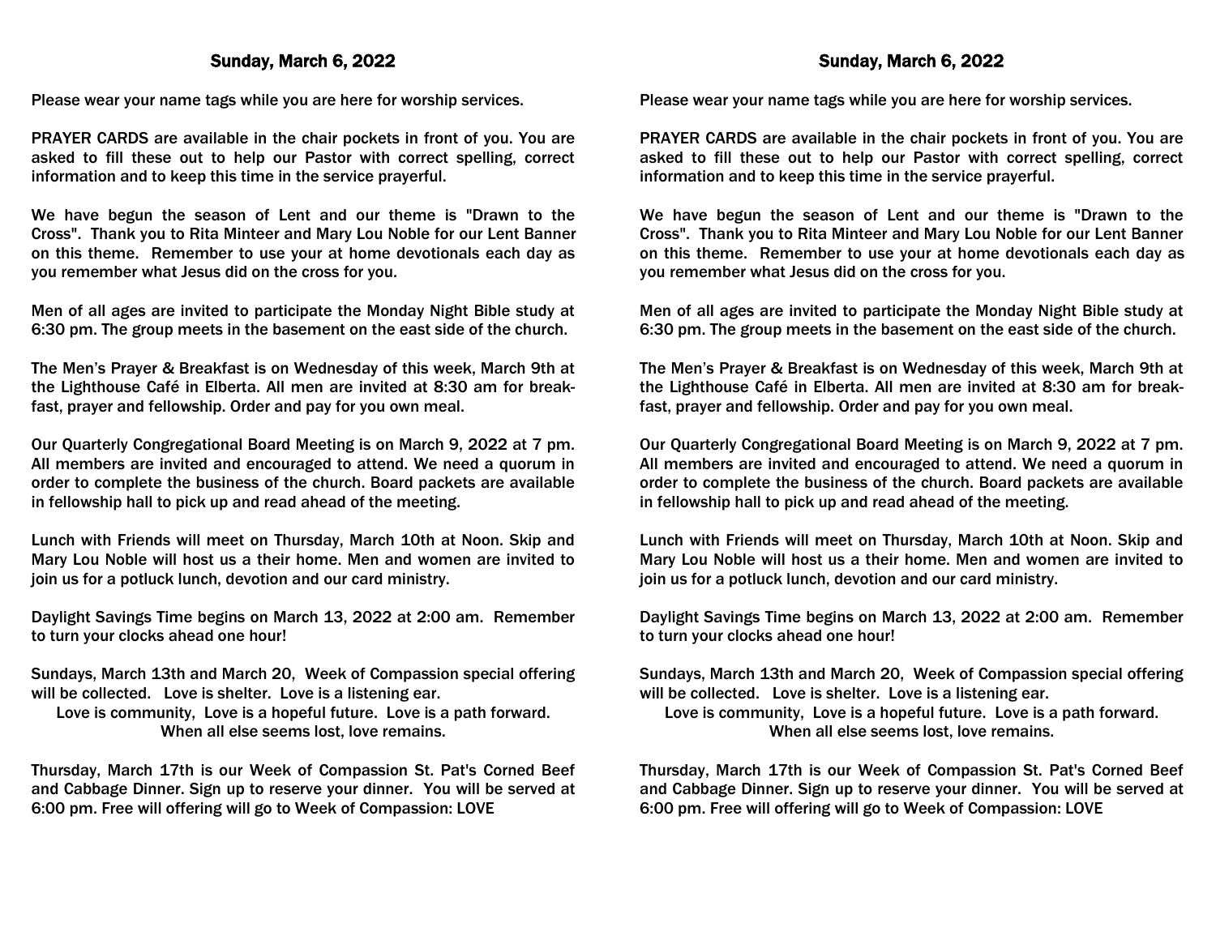## Sunday, March 6, 2022

Please wear your name tags while you are here for worship services.

PRAYER CARDS are available in the chair pockets in front of you. You are asked to fill these out to help our Pastor with correct spelling, correct information and to keep this time in the service prayerful.

We have begun the season of Lent and our theme is "Drawn to the Cross". Thank you to Rita Minteer and Mary Lou Noble for our Lent Banner on this theme. Remember to use your at home devotionals each day as you remember what Jesus did on the cross for you.

Men of all ages are invited to participate the Monday Night Bible study at 6:30 pm. The group meets in the basement on the east side of the church.

The Men's Prayer & Breakfast is on Wednesday of this week, March 9th at the Lighthouse Café in Elberta. All men are invited at 8:30 am for breakfast, prayer and fellowship. Order and pay for you own meal.

Our Quarterly Congregational Board Meeting is on March 9, 2022 at 7 pm. All members are invited and encouraged to attend. We need a quorum in order to complete the business of the church. Board packets are available in fellowship hall to pick up and read ahead of the meeting.

Lunch with Friends will meet on Thursday, March 10th at Noon. Skip and Mary Lou Noble will host us a their home. Men and women are invited to join us for a potluck lunch, devotion and our card ministry.

Daylight Savings Time begins on March 13, 2022 at 2:00 am. Remember to turn your clocks ahead one hour!

Sundays, March 13th and March 20, Week of Compassion special offering will be collected. Love is shelter. Love is a listening ear.
Love is community, Love is a hopeful future. Love is a path forward.
When all else seems lost, love remains.

Thursday, March 17th is our Week of Compassion St. Pat's Corned Beef and Cabbage Dinner. Sign up to reserve your dinner. You will be served at 6:00 pm. Free will offering will go to Week of Compassion: LOVE

## Sunday, March 6, 2022

Please wear your name tags while you are here for worship services.

PRAYER CARDS are available in the chair pockets in front of you. You are asked to fill these out to help our Pastor with correct spelling, correct information and to keep this time in the service prayerful.

We have begun the season of Lent and our theme is "Drawn to the Cross". Thank you to Rita Minteer and Mary Lou Noble for our Lent Banner on this theme. Remember to use your at home devotionals each day as you remember what Jesus did on the cross for you.

Men of all ages are invited to participate the Monday Night Bible study at 6:30 pm. The group meets in the basement on the east side of the church.

The Men's Prayer & Breakfast is on Wednesday of this week, March 9th at the Lighthouse Café in Elberta. All men are invited at 8:30 am for breakfast, prayer and fellowship. Order and pay for you own meal.

Our Quarterly Congregational Board Meeting is on March 9, 2022 at 7 pm. All members are invited and encouraged to attend. We need a quorum in order to complete the business of the church. Board packets are available in fellowship hall to pick up and read ahead of the meeting.

Lunch with Friends will meet on Thursday, March 10th at Noon. Skip and Mary Lou Noble will host us a their home. Men and women are invited to join us for a potluck lunch, devotion and our card ministry.

Daylight Savings Time begins on March 13, 2022 at 2:00 am. Remember to turn your clocks ahead one hour!

Sundays, March 13th and March 20, Week of Compassion special offering will be collected. Love is shelter. Love is a listening ear.
Love is community, Love is a hopeful future. Love is a path forward.
When all else seems lost, love remains.

Thursday, March 17th is our Week of Compassion St. Pat's Corned Beef and Cabbage Dinner. Sign up to reserve your dinner. You will be served at 6:00 pm. Free will offering will go to Week of Compassion: LOVE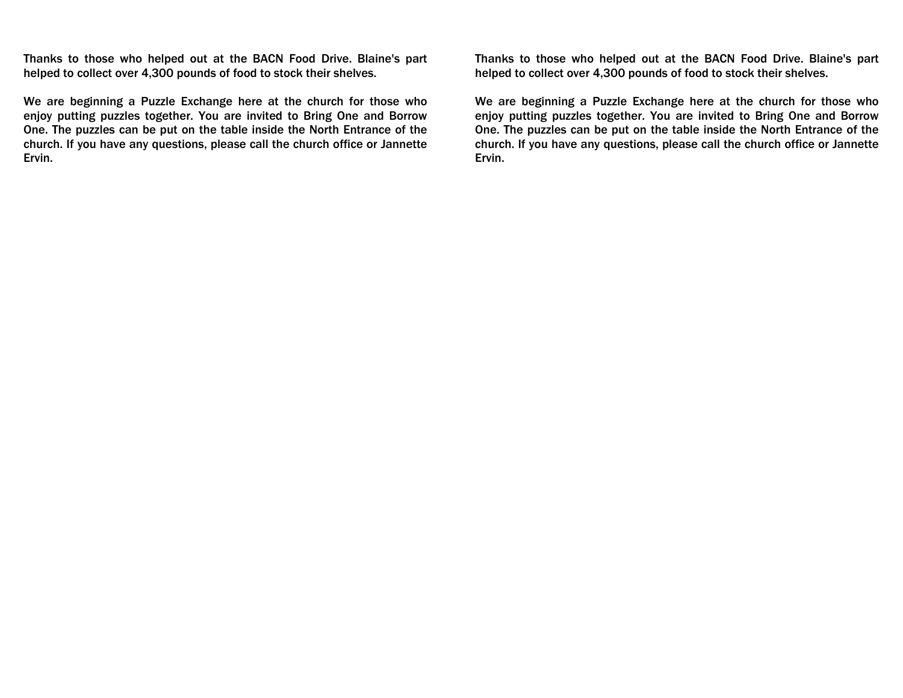Thanks to those who helped out at the BACN Food Drive. Blaine's part helped to collect over 4,300 pounds of food to stock their shelves.

We are beginning a Puzzle Exchange here at the church for those who enjoy putting puzzles together. You are invited to Bring One and Borrow One. The puzzles can be put on the table inside the North Entrance of the church. If you have any questions, please call the church office or Jannette Ervin.

Thanks to those who helped out at the BACN Food Drive. Blaine's part helped to collect over 4,300 pounds of food to stock their shelves.

We are beginning a Puzzle Exchange here at the church for those who enjoy putting puzzles together. You are invited to Bring One and Borrow One. The puzzles can be put on the table inside the North Entrance of the church. If you have any questions, please call the church office or Jannette Ervin.